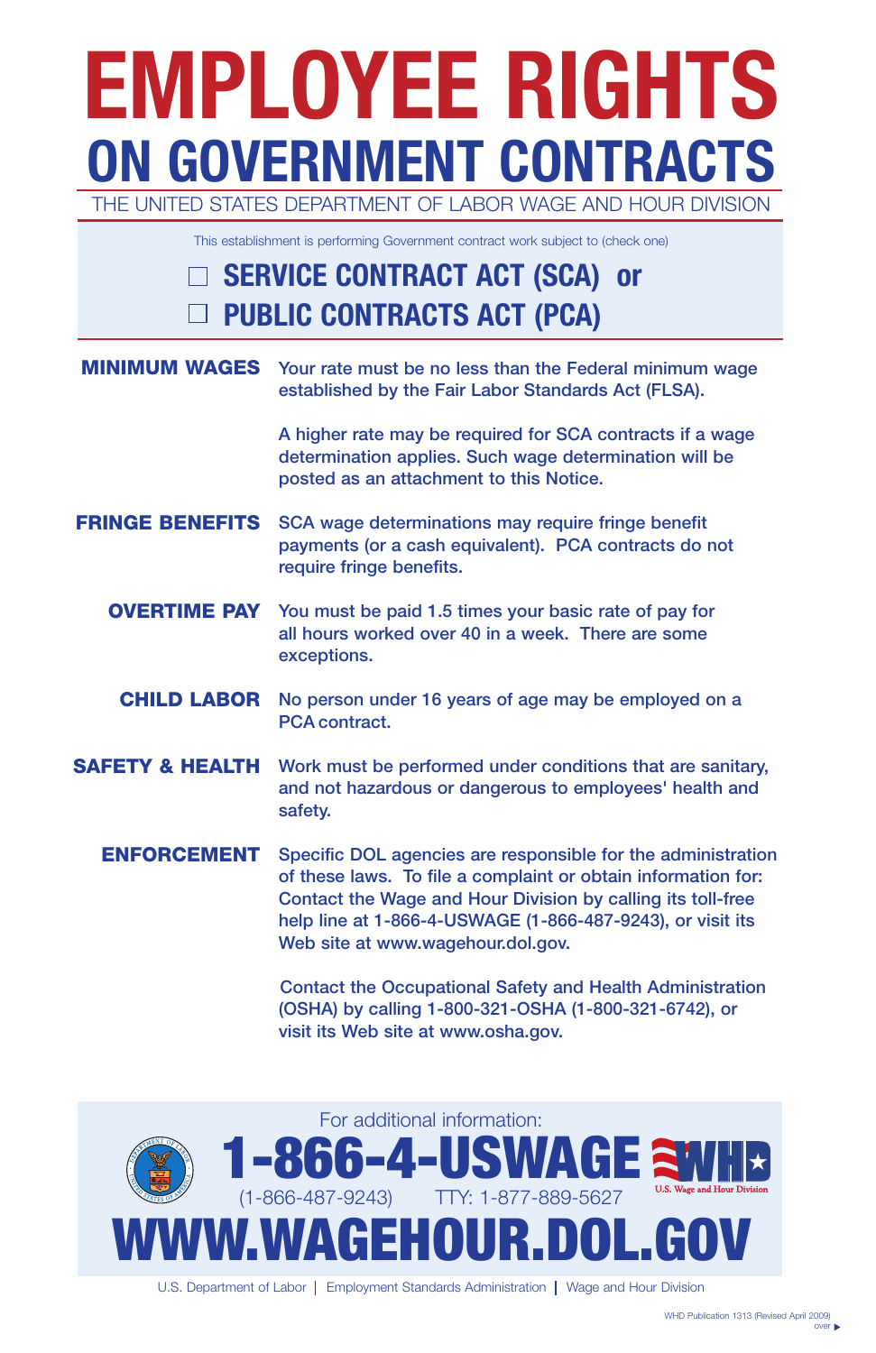# EMPLOYEE RIGHTS

## ON GOVERNMENT CONTRACTS

THE UNITED STATES DEPARTMENT OF LABOR WAGE AND HOUR DIVISION

This establishment is performing Government contract work subject to (check one)

☐ **SERVICE CONTRACT ACT (SCA)** or

☐ **PUBLIC CONTRACTS ACT (PCA)**

**MINIMUM WAGES** Your rate must be no less than the Federal minimum wage established by the Fair Labor Standards Act (FLSA).

A higher rate may be required for SCA contracts if a wage determination applies. Such wage determination will be posted as an attachment to this Notice.

**FRINGE BENEFITS** SCA wage determinations may require fringe benefit payments (or a cash equivalent). PCA contracts do not require fringe benefits.

**OVERTIME PAY** You must be paid 1.5 times your basic rate of pay for all hours worked over 40 in a week. There are some exceptions.

**CHILD LABOR** No person under 16 years of age may be employed on a PCA contract.

**SAFETY & HEALTH** Work must be performed under conditions that are sanitary, and not hazardous or dangerous to employees' health and safety.

**ENFORCEMENT** Specific DOL agencies are responsible for the administration of these laws. To file a complaint or obtain information for: Contact the Wage and Hour Division by calling its toll-free help line at 1-866-4-USWAGE (1-866-487-9243), or visit its Web site at www.wagehour.dol.gov.

Contact the Occupational Safety and Health Administration (OSHA) by calling 1-800-321-OSHA (1-800-321-6742), or visit its Web site at www.osha.gov.

For additional information:

**1-866-4-USWAGE**

(1-866-487-9243) TTY: 1-877-889-5627

WHD U.S. Wage and Hour Division

**WWW.WAGEHOUR.DOL.GOV**

U.S. Department of Labor | Employment Standards Administration | Wage and Hour Division

WHD Publication 1313 (Revised April 2009)

over ▶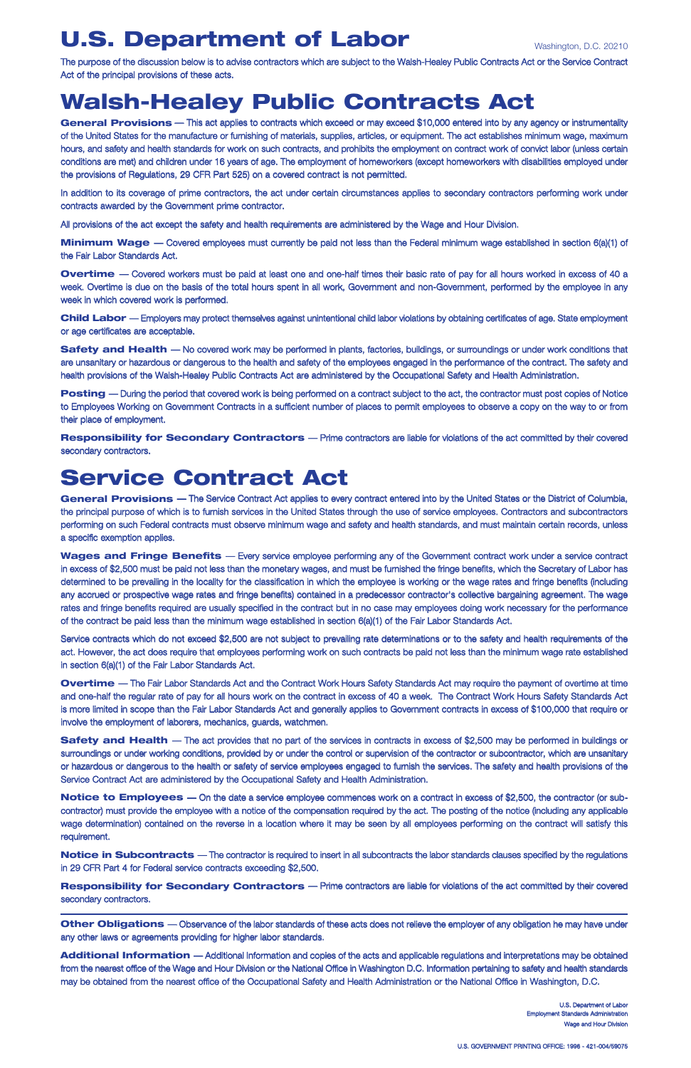# U.S. Department of Labor

Washington, D.C. 20210

The purpose of the discussion below is to advise contractors which are subject to the Walsh-Healey Public Contracts Act or the Service Contract Act of the principal provisions of these acts.

# Walsh-Healey Public Contracts Act

**General Provisions** — This act applies to contracts which exceed or may exceed $10,000 entered into by any agency or instrumentality of the United States for the manufacture or furnishing of materials, supplies, articles, or equipment. The act establishes minimum wage, maximum hours, and safety and health standards for work on such contracts, and prohibits the employment on contract work of convict labor (unless certain conditions are met) and children under 16 years of age. The employment of homeworkers (except homeworkers with disabilities employed under the provisions of Regulations, 29 CFR Part 525) on a covered contract is not permitted.

In addition to its coverage of prime contractors, the act under certain circumstances applies to secondary contractors performing work under contracts awarded by the Government prime contractor.

All provisions of the act except the safety and health requirements are administered by the Wage and Hour Division.

**Minimum Wage** — Covered employees must currently be paid not less than the Federal minimum wage established in section 6(a)(1) of the Fair Labor Standards Act.

**Overtime** — Covered workers must be paid at least one and one-half times their basic rate of pay for all hours worked in excess of 40 a week. Overtime is due on the basis of the total hours spent in all work, Government and non-Government, performed by the employee in any week in which covered work is performed.

**Child Labor** — Employers may protect themselves against unintentional child labor violations by obtaining certificates of age. State employment or age certificates are acceptable.

**Safety and Health** — No covered work may be performed in plants, factories, buildings, or surroundings or under work conditions that are unsanitary or hazardous or dangerous to the health and safety of the employees engaged in the performance of the contract. The safety and health provisions of the Walsh-Healey Public Contracts Act are administered by the Occupational Safety and Health Administration.

**Posting** — During the period that covered work is being performed on a contract subject to the act, the contractor must post copies of Notice to Employees Working on Government Contracts in a sufficient number of places to permit employees to observe a copy on the way to or from their place of employment.

**Responsibility for Secondary Contractors** — Prime contractors are liable for violations of the act committed by their covered secondary contractors.

# Service Contract Act

**General Provisions** — The Service Contract Act applies to every contract entered into by the United States or the District of Columbia, the principal purpose of which is to furnish services in the United States through the use of service employees. Contractors and subcontractors performing on such Federal contracts must observe minimum wage and safety and health standards, and must maintain certain records, unless a specific exemption applies.

**Wages and Fringe Benefits** — Every service employee performing any of the Government contract work under a service contract in excess of $2,500 must be paid not less than the monetary wages, and must be furnished the fringe benefits, which the Secretary of Labor has determined to be prevailing in the locality for the classification in which the employee is working or the wage rates and fringe benefits (including any accrued or prospective wage rates and fringe benefits) contained in a predecessor contractor's collective bargaining agreement. The wage rates and fringe benefits required are usually specified in the contract but in no case may employees doing work necessary for the performance of the contract be paid less than the minimum wage established in section 6(a)(1) of the Fair Labor Standards Act.

Service contracts which do not exceed $2,500 are not subject to prevailing rate determinations or to the safety and health requirements of the act. However, the act does require that employees performing work on such contracts be paid not less than the minimum wage rate established in section 6(a)(1) of the Fair Labor Standards Act.

**Overtime** — The Fair Labor Standards Act and the Contract Work Hours Safety Standards Act may require the payment of overtime at time and one-half the regular rate of pay for all hours work on the contract in excess of 40 a week. The Contract Work Hours Safety Standards Act is more limited in scope than the Fair Labor Standards Act and generally applies to Government contracts in excess of $100,000 that require or involve the employment of laborers, mechanics, guards, watchmen.

**Safety and Health** — The act provides that no part of the services in contracts in excess of $2,500 may be performed in buildings or surroundings or under working conditions, provided by or under the control or supervision of the contractor or subcontractor, which are unsanitary or hazardous or dangerous to the health or safety of service employees engaged to furnish the services. The safety and health provisions of the Service Contract Act are administered by the Occupational Safety and Health Administration.

**Notice to Employees** — On the date a service employee commences work on a contract in excess of $2,500, the contractor (or subcontractor) must provide the employee with a notice of the compensation required by the act. The posting of the notice (including any applicable wage determination) contained on the reverse in a location where it may be seen by all employees performing on the contract will satisfy this requirement.

**Notice in Subcontracts** — The contractor is required to insert in all subcontracts the labor standards clauses specified by the regulations in 29 CFR Part 4 for Federal service contracts exceeding $2,500.

**Responsibility for Secondary Contractors** — Prime contractors are liable for violations of the act committed by their covered secondary contractors.

---

**Other Obligations** — Observance of the labor standards of these acts does not relieve the employer of any obligation he may have under any other laws or agreements providing for higher labor standards.

**Additional Information** — Additional information and copies of the acts and applicable regulations and interpretations may be obtained from the nearest office of the Wage and Hour Division or the National Office in Washington D.C. Information pertaining to safety and health standards may be obtained from the nearest office of the Occupational Safety and Health Administration or the National Office in Washington, D.C.

U.S. Department of Labor
Employment Standards Administration
Wage and Hour Division

U.S. GOVERNMENT PRINTING OFFICE: 1996 - 421-004/59075